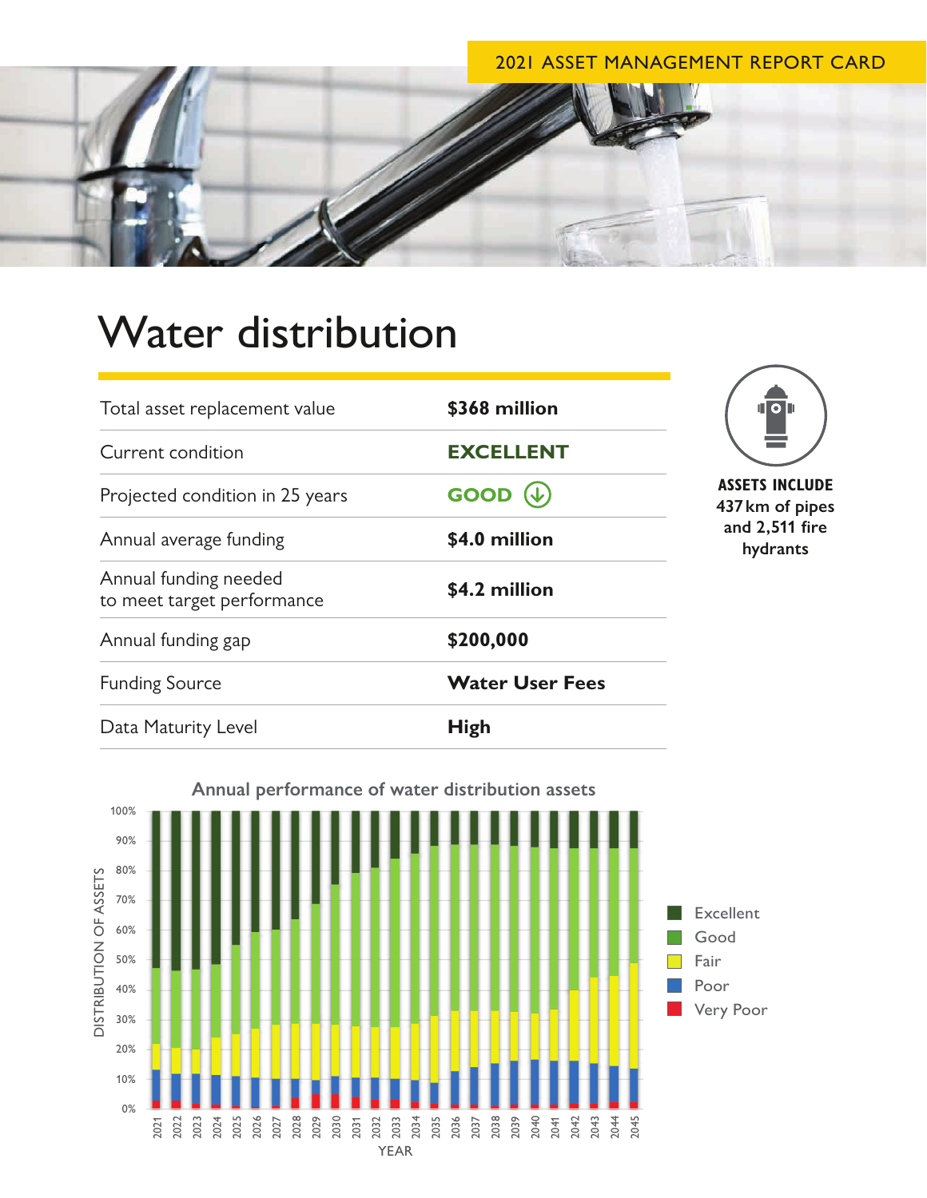2021 ASSET MANAGEMENT REPORT CARD

# Water distribution

| | |
|---|---|
| Total asset replacement value | **$368 million** |
| Current condition | **EXCELLENT** |
| Projected condition in 25 years | **GOOD** ↓ |
| Annual average funding | **$4.0 million** |
| Annual funding needed to meet target performance | **$4.2 million** |
| Annual funding gap | **$200,000** |
| Funding Source | **Water User Fees** |
| Data Maturity Level | **High** |

**ASSETS INCLUDE**
**437 km of pipes and 2,511 fire hydrants**

**Annual performance of water distribution assets**

Legend: Excellent, Good, Fair, Poor, Very Poor

Y-axis: DISTRIBUTION OF ASSETS (0%–100%)
X-axis: YEAR (2021–2045)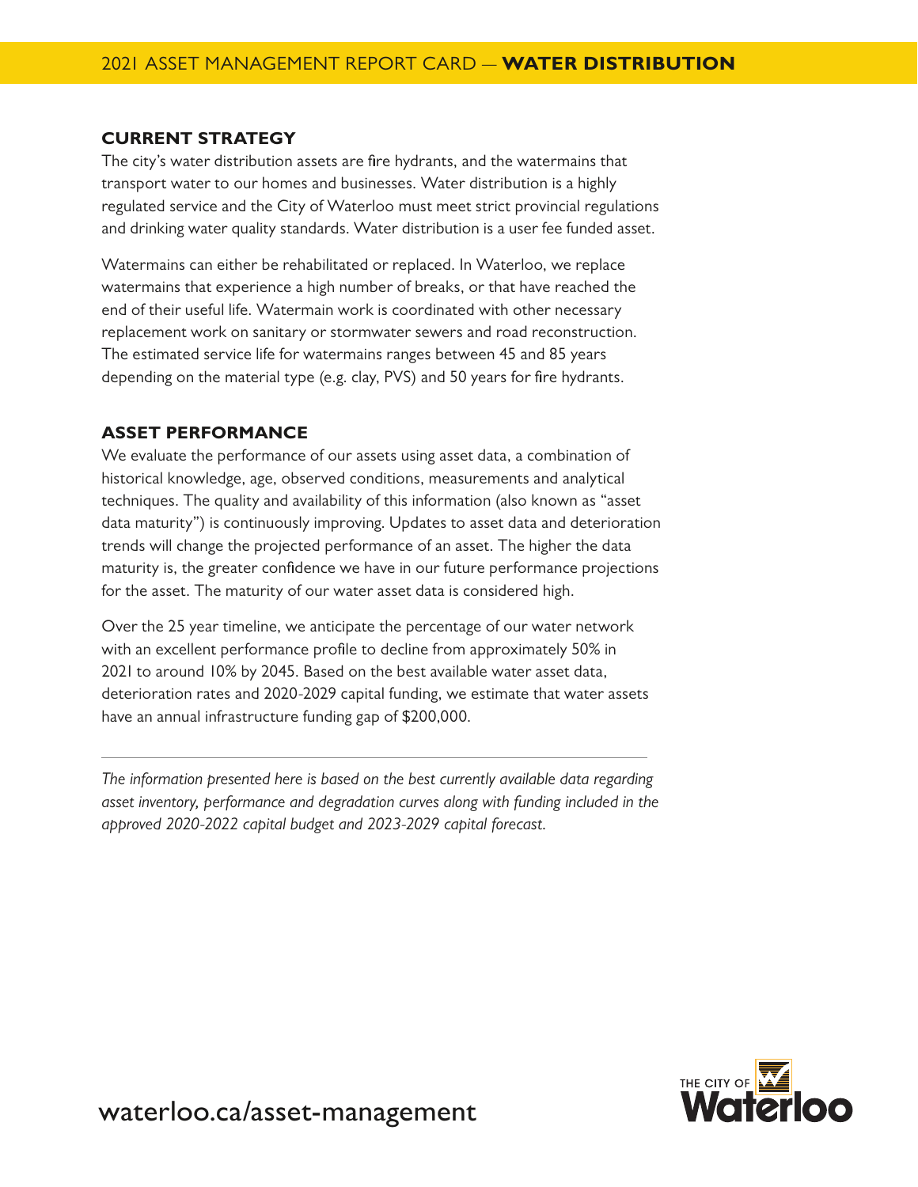## CURRENT STRATEGY

The city's water distribution assets are fire hydrants, and the watermains that transport water to our homes and businesses. Water distribution is a highly regulated service and the City of Waterloo must meet strict provincial regulations and drinking water quality standards. Water distribution is a user fee funded asset.

Watermains can either be rehabilitated or replaced. In Waterloo, we replace watermains that experience a high number of breaks, or that have reached the end of their useful life. Watermain work is coordinated with other necessary replacement work on sanitary or stormwater sewers and road reconstruction. The estimated service life for watermains ranges between 45 and 85 years depending on the material type (e.g. clay, PVS) and 50 years for fire hydrants.

## ASSET PERFORMANCE

We evaluate the performance of our assets using asset data, a combination of historical knowledge, age, observed conditions, measurements and analytical techniques. The quality and availability of this information (also known as "asset data maturity") is continuously improving. Updates to asset data and deterioration trends will change the projected performance of an asset. The higher the data maturity is, the greater confidence we have in our future performance projections for the asset. The maturity of our water asset data is considered high.

Over the 25 year timeline, we anticipate the percentage of our water network with an excellent performance profile to decline from approximately 50% in 2021 to around 10% by 2045. Based on the best available water asset data, deterioration rates and 2020-2029 capital funding, we estimate that water assets have an annual infrastructure funding gap of $200,000.

---

*The information presented here is based on the best currently available data regarding asset inventory, performance and degradation curves along with funding included in the approved 2020-2022 capital budget and 2023-2029 capital forecast.*

waterloo.ca/asset-management

THE CITY OF Waterloo